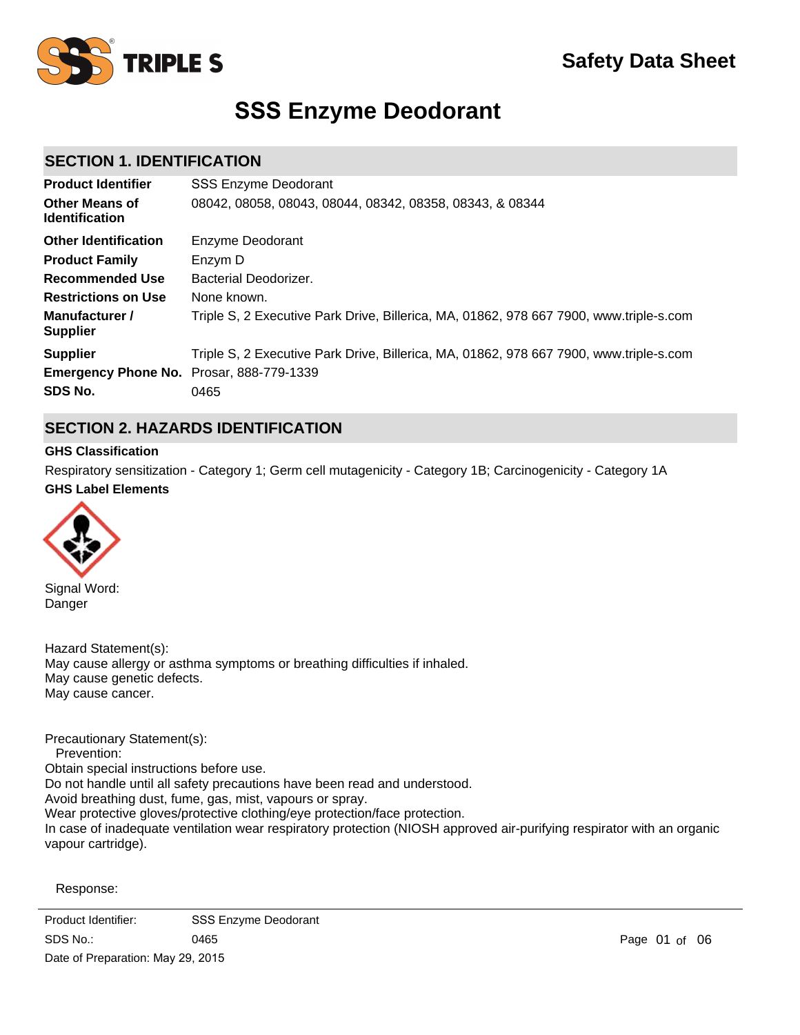# SSS Enzyme Deodorant

Safety Data Sheet

## SECTION 1. IDENTIFICATION

| | |
|---|---|
| **Product Identifier** | SSS Enzyme Deodorant |
| **Other Means of Identification** | 08042, 08058, 08043, 08044, 08342, 08358, 08343, & 08344 |
| **Other Identification** | Enzyme Deodorant |
| **Product Family** | Enzym D |
| **Recommended Use** | Bacterial Deodorizer. |
| **Restrictions on Use** | None known. |
| **Manufacturer / Supplier** | Triple S, 2 Executive Park Drive, Billerica, MA, 01862, 978 667 7900, www.triple-s.com |
| **Supplier** | Triple S, 2 Executive Park Drive, Billerica, MA, 01862, 978 667 7900, www.triple-s.com |
| **Emergency Phone No.** | Prosar, 888-779-1339 |
| **SDS No.** | 0465 |

## SECTION 2. HAZARDS IDENTIFICATION

**GHS Classification**

Respiratory sensitization - Category 1; Germ cell mutagenicity - Category 1B; Carcinogenicity - Category 1A

**GHS Label Elements**

Signal Word:
Danger

Hazard Statement(s):
May cause allergy or asthma symptoms or breathing difficulties if inhaled.
May cause genetic defects.
May cause cancer.

Precautionary Statement(s):
Prevention:
Obtain special instructions before use.
Do not handle until all safety precautions have been read and understood.
Avoid breathing dust, fume, gas, mist, vapours or spray.
Wear protective gloves/protective clothing/eye protection/face protection.
In case of inadequate ventilation wear respiratory protection (NIOSH approved air-purifying respirator with an organic vapour cartridge).

Response: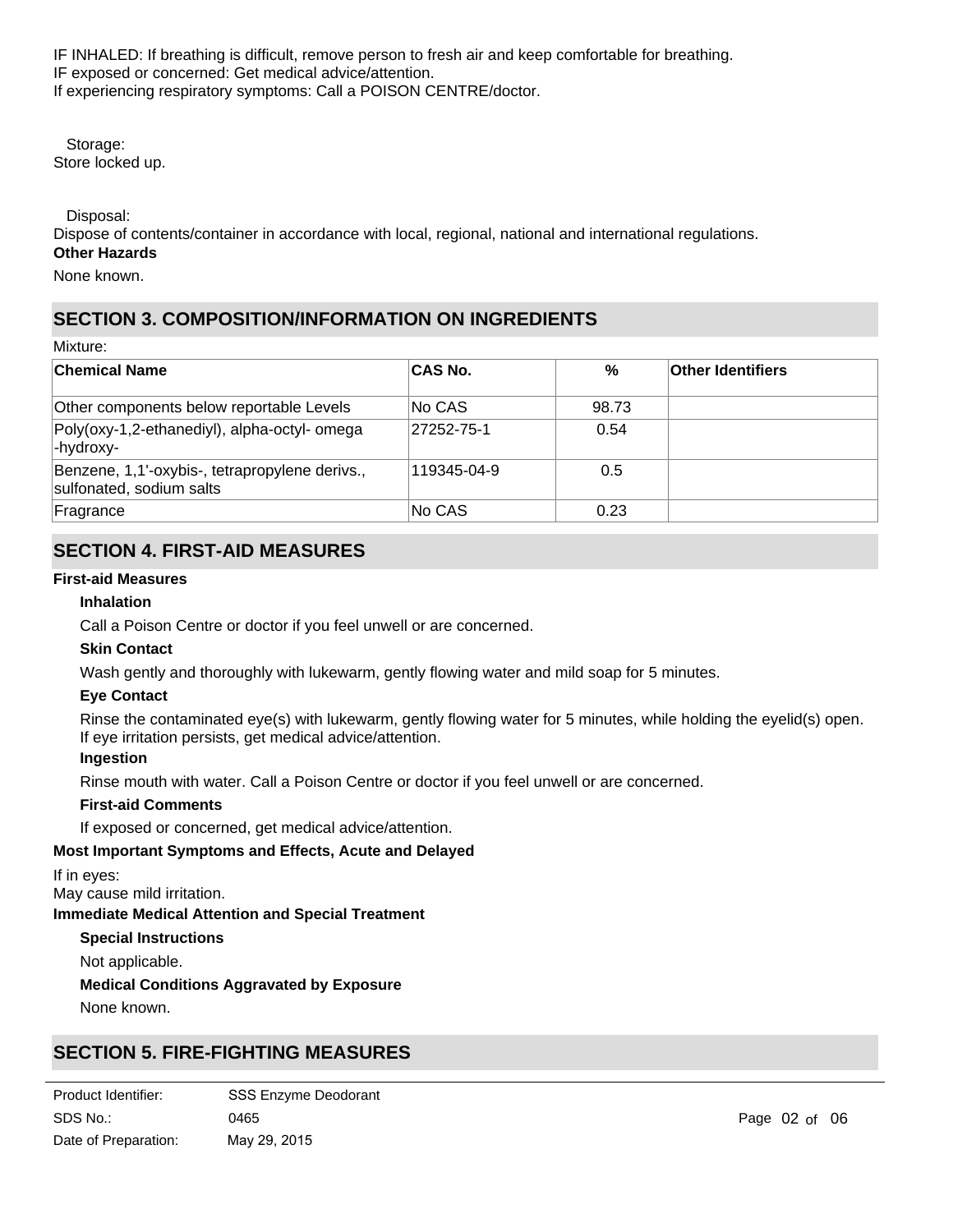IF INHALED: If breathing is difficult, remove person to fresh air and keep comfortable for breathing.
IF exposed or concerned: Get medical advice/attention.
If experiencing respiratory symptoms: Call a POISON CENTRE/doctor.

Storage:
Store locked up.

Disposal:
Dispose of contents/container in accordance with local, regional, national and international regulations.

**Other Hazards**

None known.

## SECTION 3. COMPOSITION/INFORMATION ON INGREDIENTS

Mixture:

| Chemical Name | CAS No. | % | Other Identifiers |
|---|---|---|---|
| Other components below reportable Levels | No CAS | 98.73 | |
| Poly(oxy-1,2-ethanediyl), alpha-octyl- omega -hydroxy- | 27252-75-1 | 0.54 | |
| Benzene, 1,1'-oxybis-, tetrapropylene derivs., sulfonated, sodium salts | 119345-04-9 | 0.5 | |
| Fragrance | No CAS | 0.23 | |

## SECTION 4. FIRST-AID MEASURES

**First-aid Measures**

**Inhalation**

Call a Poison Centre or doctor if you feel unwell or are concerned.

**Skin Contact**

Wash gently and thoroughly with lukewarm, gently flowing water and mild soap for 5 minutes.

**Eye Contact**

Rinse the contaminated eye(s) with lukewarm, gently flowing water for 5 minutes, while holding the eyelid(s) open. If eye irritation persists, get medical advice/attention.

**Ingestion**

Rinse mouth with water. Call a Poison Centre or doctor if you feel unwell or are concerned.

**First-aid Comments**

If exposed or concerned, get medical advice/attention.

**Most Important Symptoms and Effects, Acute and Delayed**

If in eyes:
May cause mild irritation.

**Immediate Medical Attention and Special Treatment**

**Special Instructions**

Not applicable.

**Medical Conditions Aggravated by Exposure**

None known.

## SECTION 5. FIRE-FIGHTING MEASURES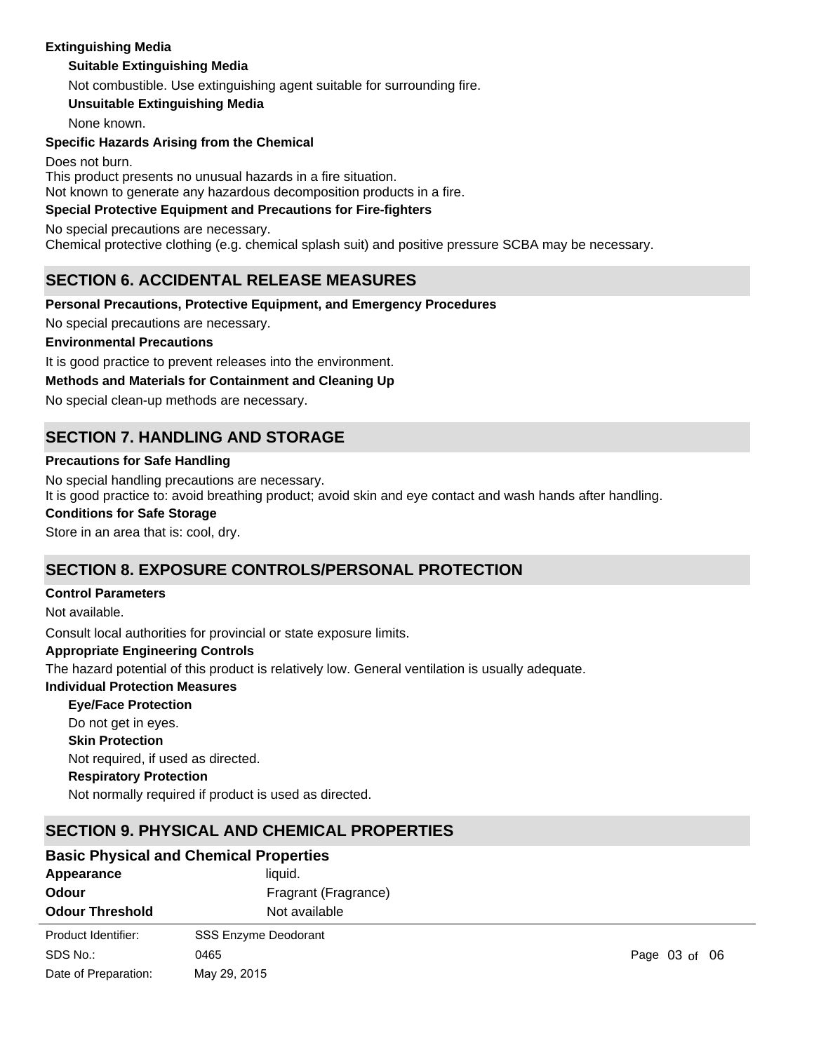**Extinguishing Media**

**Suitable Extinguishing Media**

Not combustible. Use extinguishing agent suitable for surrounding fire.

**Unsuitable Extinguishing Media**

None known.

**Specific Hazards Arising from the Chemical**

Does not burn.
This product presents no unusual hazards in a fire situation.
Not known to generate any hazardous decomposition products in a fire.

**Special Protective Equipment and Precautions for Fire-fighters**

No special precautions are necessary.
Chemical protective clothing (e.g. chemical splash suit) and positive pressure SCBA may be necessary.

## SECTION 6. ACCIDENTAL RELEASE MEASURES

**Personal Precautions, Protective Equipment, and Emergency Procedures**

No special precautions are necessary.

**Environmental Precautions**

It is good practice to prevent releases into the environment.

**Methods and Materials for Containment and Cleaning Up**

No special clean-up methods are necessary.

## SECTION 7. HANDLING AND STORAGE

**Precautions for Safe Handling**

No special handling precautions are necessary.
It is good practice to: avoid breathing product; avoid skin and eye contact and wash hands after handling.

**Conditions for Safe Storage**

Store in an area that is: cool, dry.

## SECTION 8. EXPOSURE CONTROLS/PERSONAL PROTECTION

**Control Parameters**

Not available.

Consult local authorities for provincial or state exposure limits.

**Appropriate Engineering Controls**

The hazard potential of this product is relatively low. General ventilation is usually adequate.

**Individual Protection Measures**

**Eye/Face Protection**

Do not get in eyes.

**Skin Protection**

Not required, if used as directed.

**Respiratory Protection**

Not normally required if product is used as directed.

## SECTION 9. PHYSICAL AND CHEMICAL PROPERTIES

### Basic Physical and Chemical Properties

| | |
|---|---|
| **Appearance** | liquid. |
| **Odour** | Fragrant (Fragrance) |
| **Odour Threshold** | Not available |

| | |
|---|---|
| Product Identifier: | SSS Enzyme Deodorant |
| SDS No.: | 0465 |
| Date of Preparation: | May 29, 2015 |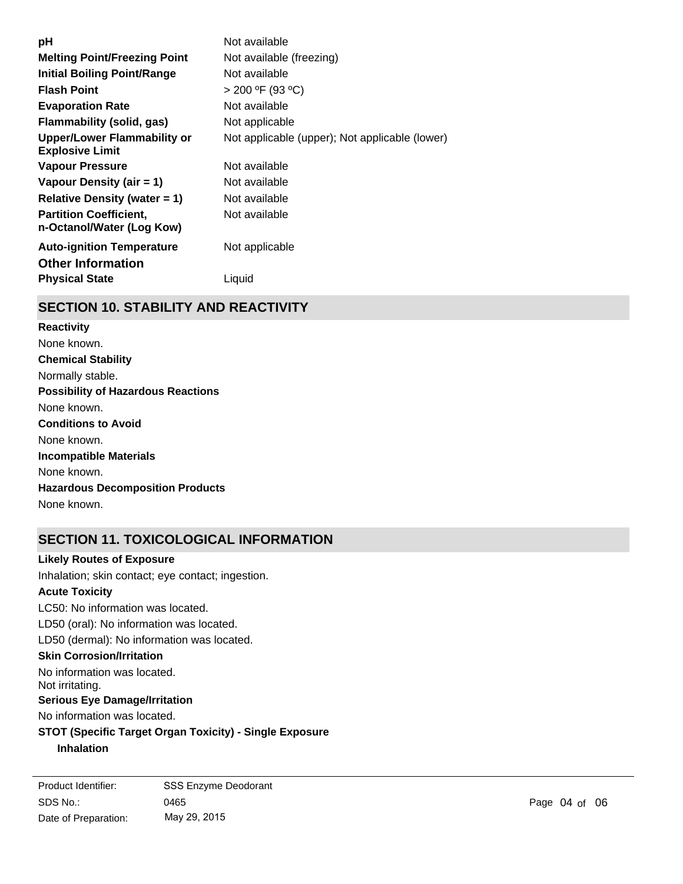| | |
|---|---|
| **pH** | Not available |
| **Melting Point/Freezing Point** | Not available (freezing) |
| **Initial Boiling Point/Range** | Not available |
| **Flash Point** | > 200 ºF (93 ºC) |
| **Evaporation Rate** | Not available |
| **Flammability (solid, gas)** | Not applicable |
| **Upper/Lower Flammability or Explosive Limit** | Not applicable (upper); Not applicable (lower) |
| **Vapour Pressure** | Not available |
| **Vapour Density (air = 1)** | Not available |
| **Relative Density (water = 1)** | Not available |
| **Partition Coefficient, n-Octanol/Water (Log Kow)** | Not available |
| **Auto-ignition Temperature** | Not applicable |

### Other Information

| | |
|---|---|
| **Physical State** | Liquid |

## SECTION 10. STABILITY AND REACTIVITY

**Reactivity**

None known.

**Chemical Stability**

Normally stable.

**Possibility of Hazardous Reactions**

None known.

**Conditions to Avoid**

None known.

**Incompatible Materials**

None known.

**Hazardous Decomposition Products**

None known.

## SECTION 11. TOXICOLOGICAL INFORMATION

**Likely Routes of Exposure**

Inhalation; skin contact; eye contact; ingestion.

**Acute Toxicity**

LC50: No information was located.

LD50 (oral): No information was located.

LD50 (dermal): No information was located.

**Skin Corrosion/Irritation**

No information was located.
Not irritating.

**Serious Eye Damage/Irritation**

No information was located.

**STOT (Specific Target Organ Toxicity) - Single Exposure**

**Inhalation**

Product Identifier: SSS Enzyme Deodorant
SDS No.: 0465
Date of Preparation: May 29, 2015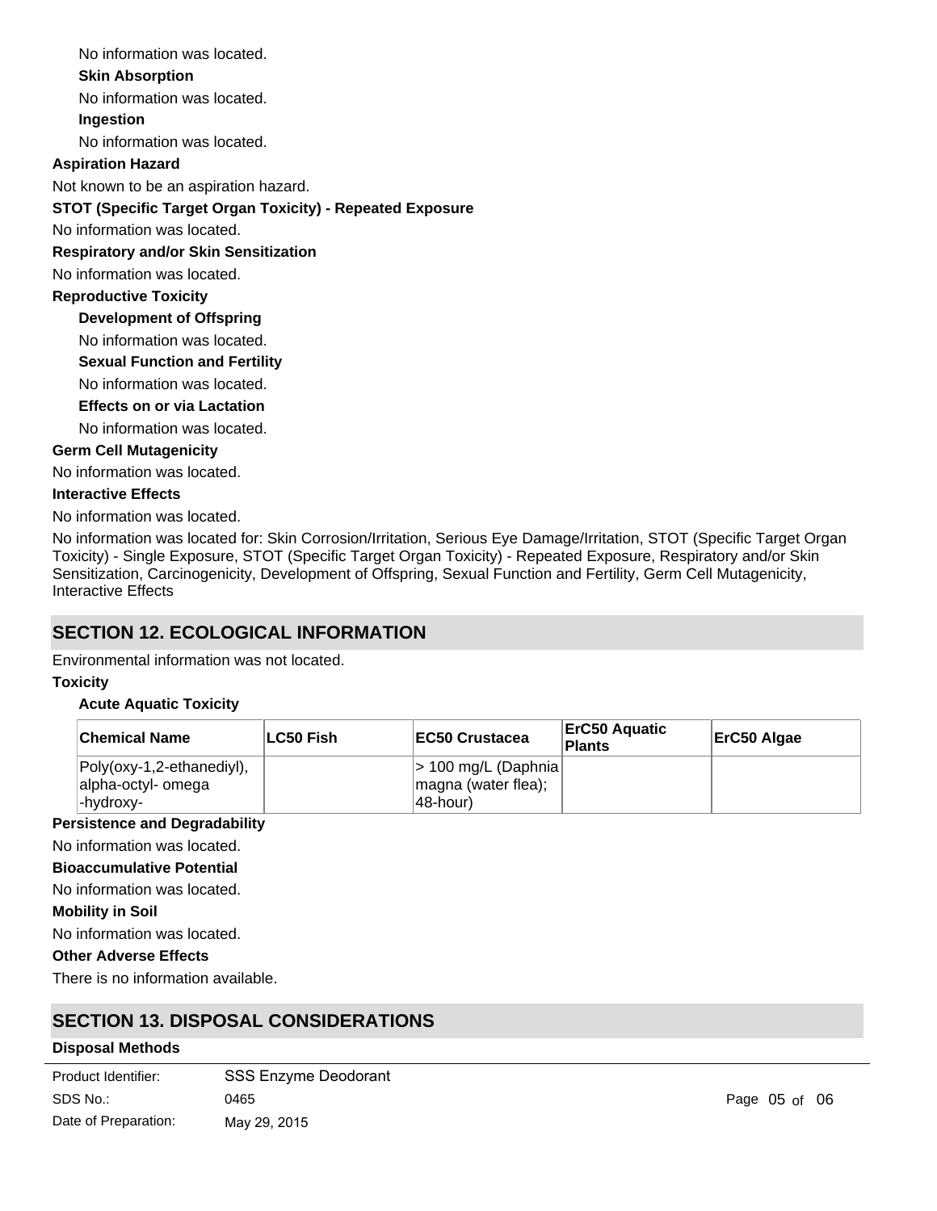No information was located.

**Skin Absorption**

No information was located.

**Ingestion**

No information was located.

**Aspiration Hazard**

Not known to be an aspiration hazard.

**STOT (Specific Target Organ Toxicity) - Repeated Exposure**

No information was located.

**Respiratory and/or Skin Sensitization**

No information was located.

**Reproductive Toxicity**

**Development of Offspring**

No information was located.

**Sexual Function and Fertility**

No information was located.

**Effects on or via Lactation**

No information was located.

**Germ Cell Mutagenicity**

No information was located.

**Interactive Effects**

No information was located.

No information was located for: Skin Corrosion/Irritation, Serious Eye Damage/Irritation, STOT (Specific Target Organ Toxicity) - Single Exposure, STOT (Specific Target Organ Toxicity) - Repeated Exposure, Respiratory and/or Skin Sensitization, Carcinogenicity, Development of Offspring, Sexual Function and Fertility, Germ Cell Mutagenicity, Interactive Effects

## SECTION 12. ECOLOGICAL INFORMATION

Environmental information was not located.

**Toxicity**

**Acute Aquatic Toxicity**

| Chemical Name | LC50 Fish | EC50 Crustacea | ErC50 Aquatic Plants | ErC50 Algae |
|---|---|---|---|---|
| Poly(oxy-1,2-ethanediyl), alpha-octyl- omega -hydroxy- | | > 100 mg/L (Daphnia magna (water flea); 48-hour) | | |

**Persistence and Degradability**

No information was located.

**Bioaccumulative Potential**

No information was located.

**Mobility in Soil**

No information was located.

**Other Adverse Effects**

There is no information available.

## SECTION 13. DISPOSAL CONSIDERATIONS

**Disposal Methods**

Product Identifier: SSS Enzyme Deodorant
SDS No.: 0465
Date of Preparation: May 29, 2015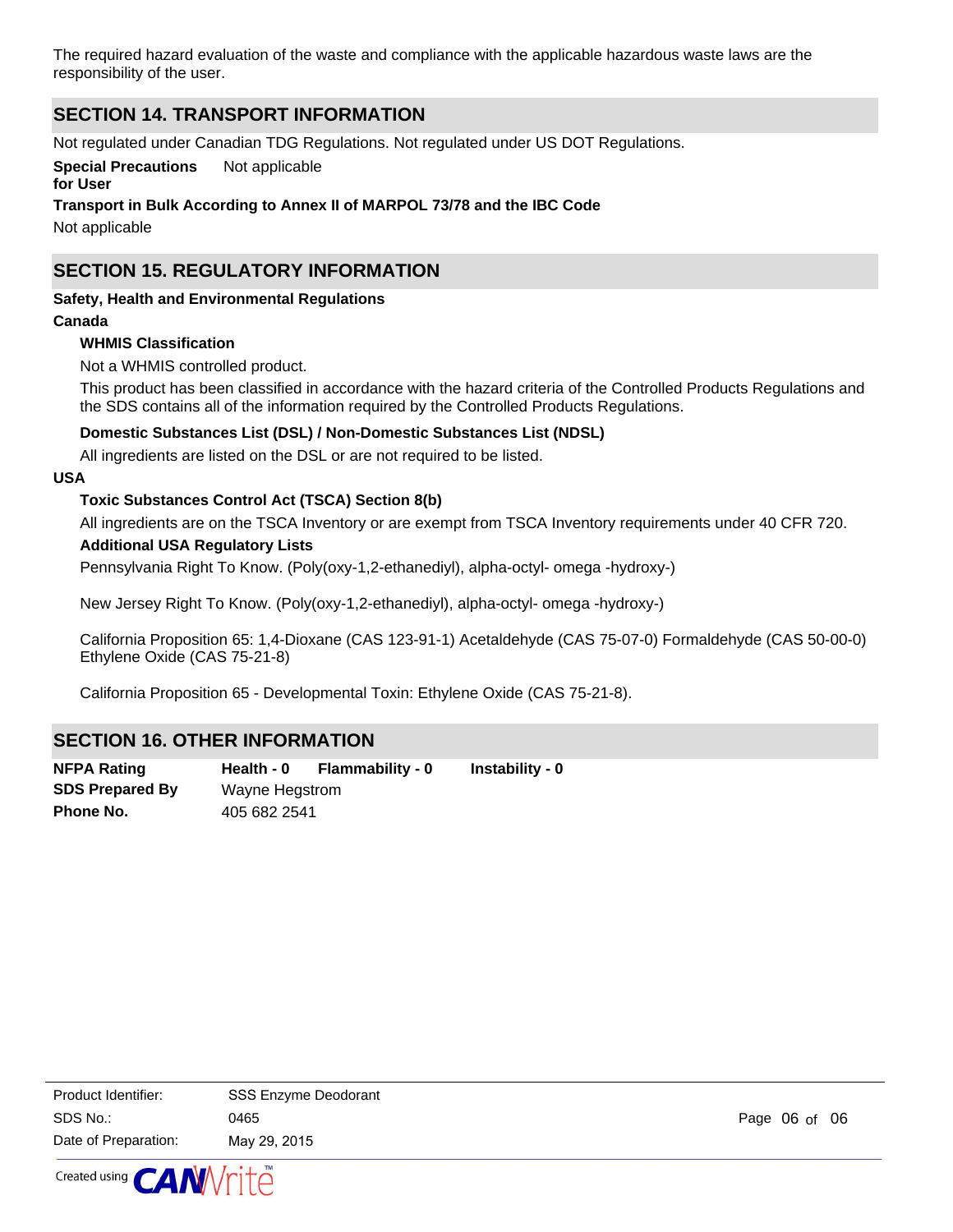The required hazard evaluation of the waste and compliance with the applicable hazardous waste laws are the responsibility of the user.

## SECTION 14. TRANSPORT INFORMATION

Not regulated under Canadian TDG Regulations. Not regulated under US DOT Regulations.

**Special Precautions for User** Not applicable

**Transport in Bulk According to Annex II of MARPOL 73/78 and the IBC Code**

Not applicable

## SECTION 15. REGULATORY INFORMATION

**Safety, Health and Environmental Regulations**

**Canada**

**WHMIS Classification**

Not a WHMIS controlled product.

This product has been classified in accordance with the hazard criteria of the Controlled Products Regulations and the SDS contains all of the information required by the Controlled Products Regulations.

**Domestic Substances List (DSL) / Non-Domestic Substances List (NDSL)**

All ingredients are listed on the DSL or are not required to be listed.

**USA**

**Toxic Substances Control Act (TSCA) Section 8(b)**

All ingredients are on the TSCA Inventory or are exempt from TSCA Inventory requirements under 40 CFR 720.

**Additional USA Regulatory Lists**

Pennsylvania Right To Know. (Poly(oxy-1,2-ethanediyl), alpha-octyl- omega -hydroxy-)

New Jersey Right To Know. (Poly(oxy-1,2-ethanediyl), alpha-octyl- omega -hydroxy-)

California Proposition 65: 1,4-Dioxane (CAS 123-91-1) Acetaldehyde (CAS 75-07-0) Formaldehyde (CAS 50-00-0) Ethylene Oxide (CAS 75-21-8)

California Proposition 65 - Developmental Toxin: Ethylene Oxide (CAS 75-21-8).

## SECTION 16. OTHER INFORMATION

| | | | |
|---|---|---|---|
| **NFPA Rating** | **Health - 0** | **Flammability - 0** | **Instability - 0** |
| **SDS Prepared By** | Wayne Hegstrom | | |
| **Phone No.** | 405 682 2541 | | |

Product Identifier: SSS Enzyme Deodorant
SDS No.: 0465
Date of Preparation: May 29, 2015